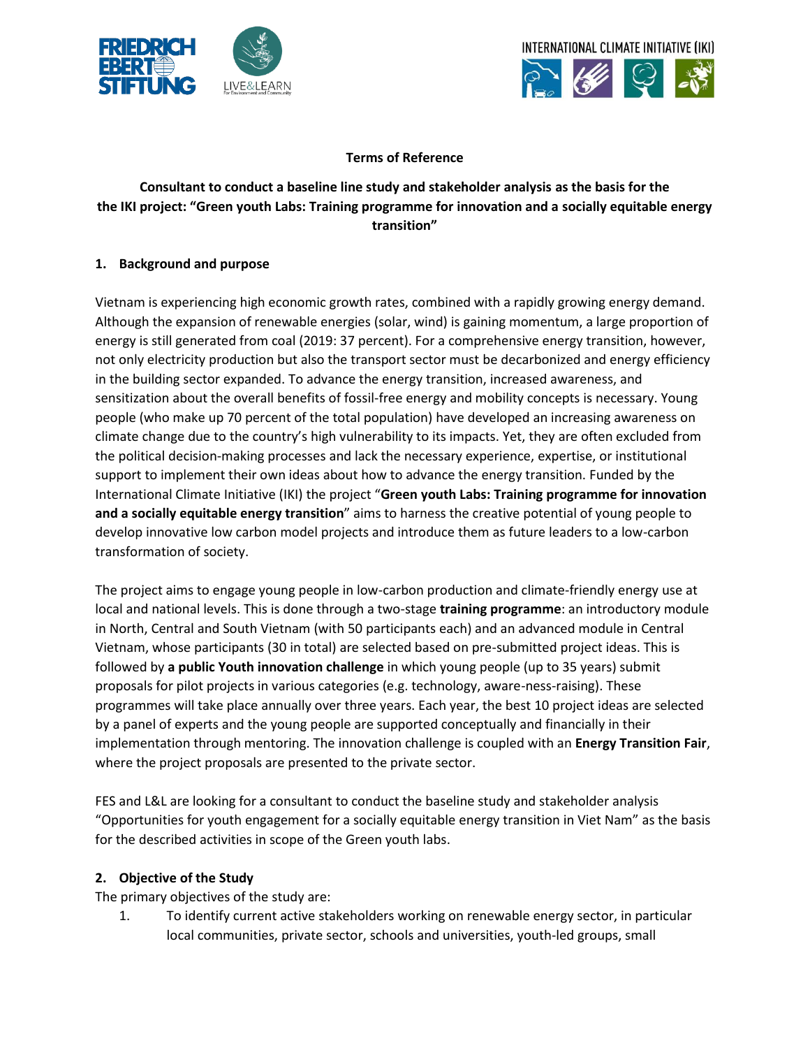**Terms of Reference**

**Consultant to conduct a baseline line study and stakeholder analysis as the basis for the the IKI project: "Green youth Labs: Training programme for innovation and a socially equitable energy transition"**

## 1. Background and purpose

Vietnam is experiencing high economic growth rates, combined with a rapidly growing energy demand. Although the expansion of renewable energies (solar, wind) is gaining momentum, a large proportion of energy is still generated from coal (2019: 37 percent). For a comprehensive energy transition, however, not only electricity production but also the transport sector must be decarbonized and energy efficiency in the building sector expanded. To advance the energy transition, increased awareness, and sensitization about the overall benefits of fossil-free energy and mobility concepts is necessary. Young people (who make up 70 percent of the total population) have developed an increasing awareness on climate change due to the country's high vulnerability to its impacts. Yet, they are often excluded from the political decision-making processes and lack the necessary experience, expertise, or institutional support to implement their own ideas about how to advance the energy transition. Funded by the International Climate Initiative (IKI) the project "**Green youth Labs: Training programme for innovation and a socially equitable energy transition**" aims to harness the creative potential of young people to develop innovative low carbon model projects and introduce them as future leaders to a low-carbon transformation of society.

The project aims to engage young people in low-carbon production and climate-friendly energy use at local and national levels. This is done through a two-stage **training programme**: an introductory module in North, Central and South Vietnam (with 50 participants each) and an advanced module in Central Vietnam, whose participants (30 in total) are selected based on pre-submitted project ideas. This is followed by **a public Youth innovation challenge** in which young people (up to 35 years) submit proposals for pilot projects in various categories (e.g. technology, aware-ness-raising). These programmes will take place annually over three years. Each year, the best 10 project ideas are selected by a panel of experts and the young people are supported conceptually and financially in their implementation through mentoring. The innovation challenge is coupled with an **Energy Transition Fair**, where the project proposals are presented to the private sector.

FES and L&L are looking for a consultant to conduct the baseline study and stakeholder analysis "Opportunities for youth engagement for a socially equitable energy transition in Viet Nam" as the basis for the described activities in scope of the Green youth labs.

## 2. Objective of the Study

The primary objectives of the study are:

1. To identify current active stakeholders working on renewable energy sector, in particular local communities, private sector, schools and universities, youth-led groups, small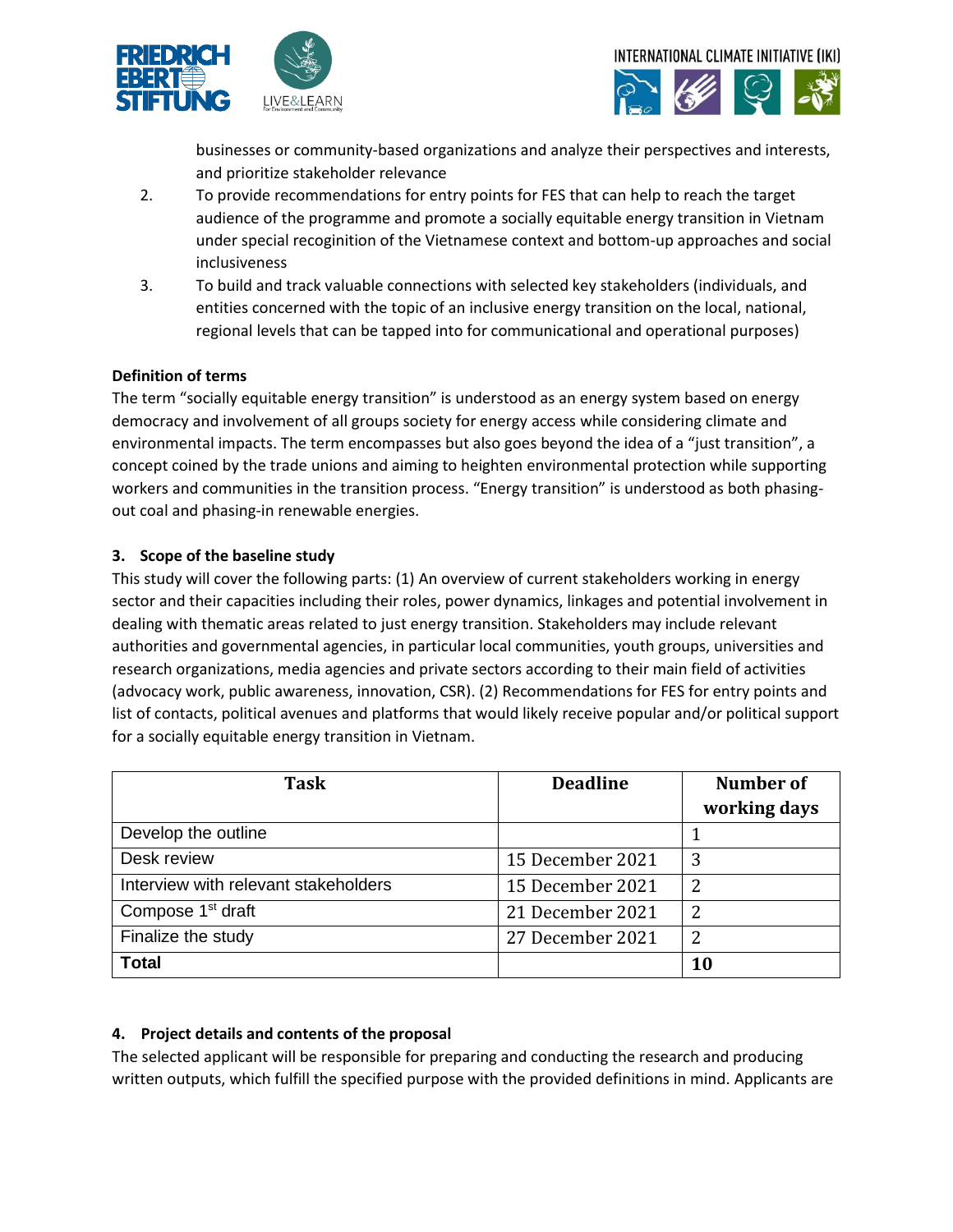businesses or community-based organizations and analyze their perspectives and interests, and prioritize stakeholder relevance

2. To provide recommendations for entry points for FES that can help to reach the target audience of the programme and promote a socially equitable energy transition in Vietnam under special recoginition of the Vietnamese context and bottom-up approaches and social inclusiveness
3. To build and track valuable connections with selected key stakeholders (individuals, and entities concerned with the topic of an inclusive energy transition on the local, national, regional levels that can be tapped into for communicational and operational purposes)

**Definition of terms**

The term "socially equitable energy transition" is understood as an energy system based on energy democracy and involvement of all groups society for energy access while considering climate and environmental impacts. The term encompasses but also goes beyond the idea of a "just transition", a concept coined by the trade unions and aiming to heighten environmental protection while supporting workers and communities in the transition process. "Energy transition" is understood as both phasing-out coal and phasing-in renewable energies.

## 3. Scope of the baseline study

This study will cover the following parts: (1) An overview of current stakeholders working in energy sector and their capacities including their roles, power dynamics, linkages and potential involvement in dealing with thematic areas related to just energy transition. Stakeholders may include relevant authorities and governmental agencies, in particular local communities, youth groups, universities and research organizations, media agencies and private sectors according to their main field of activities (advocacy work, public awareness, innovation, CSR). (2) Recommendations for FES for entry points and list of contacts, political avenues and platforms that would likely receive popular and/or political support for a socially equitable energy transition in Vietnam.

| Task | Deadline | Number of working days |
| --- | --- | --- |
| Develop the outline | | 1 |
| Desk review | 15 December 2021 | 3 |
| Interview with relevant stakeholders | 15 December 2021 | 2 |
| Compose 1st draft | 21 December 2021 | 2 |
| Finalize the study | 27 December 2021 | 2 |
| **Total** | | **10** |

## 4. Project details and contents of the proposal

The selected applicant will be responsible for preparing and conducting the research and producing written outputs, which fulfill the specified purpose with the provided definitions in mind. Applicants are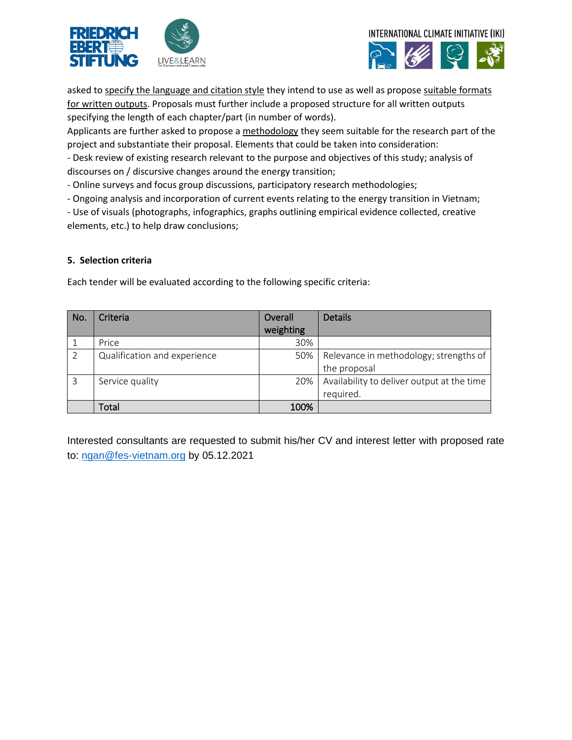asked to specify the language and citation style they intend to use as well as propose suitable formats for written outputs. Proposals must further include a proposed structure for all written outputs specifying the length of each chapter/part (in number of words).

Applicants are further asked to propose a methodology they seem suitable for the research part of the project and substantiate their proposal. Elements that could be taken into consideration:

- Desk review of existing research relevant to the purpose and objectives of this study; analysis of discourses on / discursive changes around the energy transition;
- Online surveys and focus group discussions, participatory research methodologies;
- Ongoing analysis and incorporation of current events relating to the energy transition in Vietnam;
- Use of visuals (photographs, infographics, graphs outlining empirical evidence collected, creative elements, etc.) to help draw conclusions;

**5. Selection criteria**

Each tender will be evaluated according to the following specific criteria:

| No. | Criteria | Overall weighting | Details |
|---|---|---|---|
| 1 | Price | 30% | |
| 2 | Qualification and experience | 50% | Relevance in methodology; strengths of the proposal |
| 3 | Service quality | 20% | Availability to deliver output at the time required. |
| | Total | 100% | |

Interested consultants are requested to submit his/her CV and interest letter with proposed rate to: ngan@fes-vietnam.org by 05.12.2021